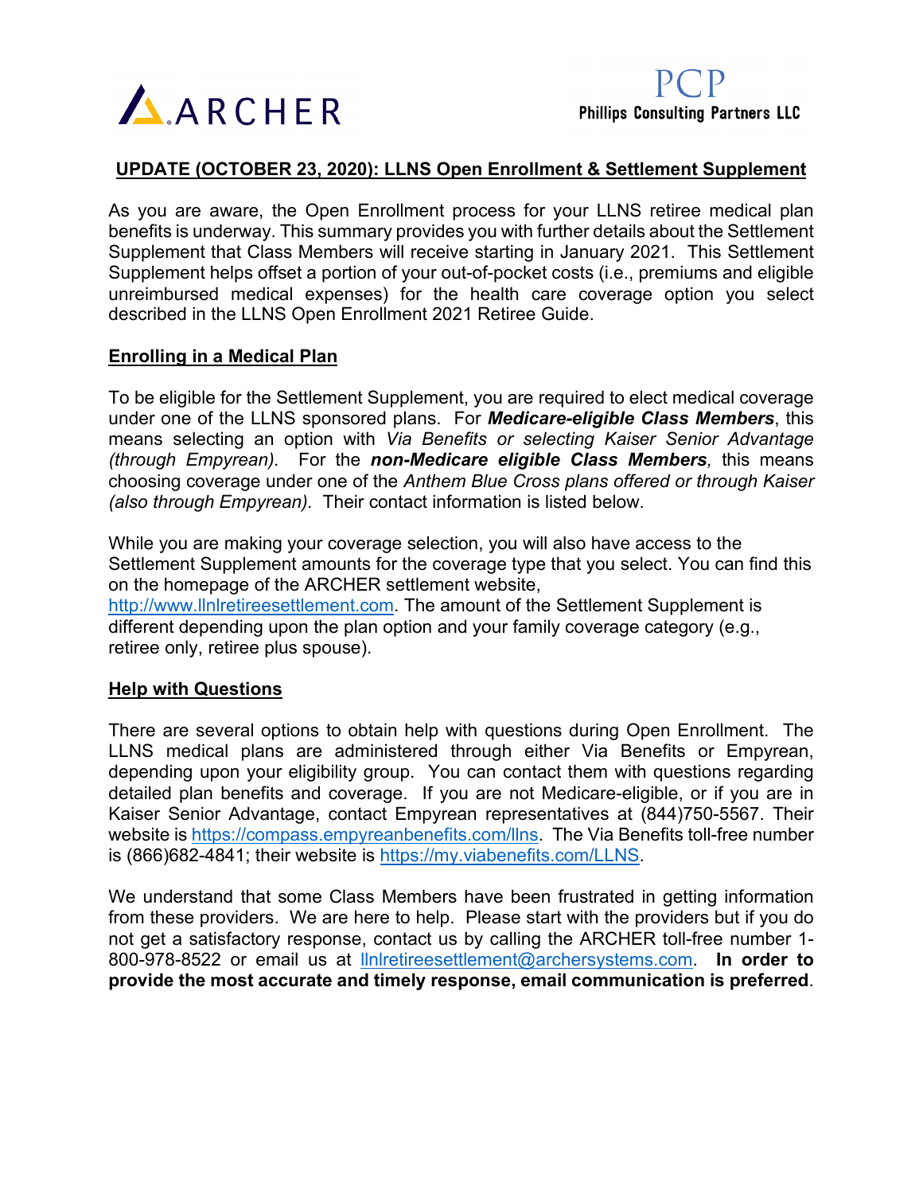ARCHER

PCP
Phillips Consulting Partners LLC

## UPDATE (OCTOBER 23, 2020): LLNS Open Enrollment & Settlement Supplement

As you are aware, the Open Enrollment process for your LLNS retiree medical plan benefits is underway. This summary provides you with further details about the Settlement Supplement that Class Members will receive starting in January 2021. This Settlement Supplement helps offset a portion of your out-of-pocket costs (i.e., premiums and eligible unreimbursed medical expenses) for the health care coverage option you select described in the LLNS Open Enrollment 2021 Retiree Guide.

### Enrolling in a Medical Plan

To be eligible for the Settlement Supplement, you are required to elect medical coverage under one of the LLNS sponsored plans. For ***Medicare-eligible Class Members***, this means selecting an option with *Via Benefits or selecting Kaiser Senior Advantage (through Empyrean).* For the ***non-Medicare eligible Class Members****,* this means choosing coverage under one of the *Anthem Blue Cross plans offered or through Kaiser (also through Empyrean).* Their contact information is listed below.

While you are making your coverage selection, you will also have access to the Settlement Supplement amounts for the coverage type that you select. You can find this on the homepage of the ARCHER settlement website, http://www.llnlretireesettlement.com. The amount of the Settlement Supplement is different depending upon the plan option and your family coverage category (e.g., retiree only, retiree plus spouse).

### Help with Questions

There are several options to obtain help with questions during Open Enrollment. The LLNS medical plans are administered through either Via Benefits or Empyrean, depending upon your eligibility group. You can contact them with questions regarding detailed plan benefits and coverage. If you are not Medicare-eligible, or if you are in Kaiser Senior Advantage, contact Empyrean representatives at (844)750-5567. Their website is https://compass.empyreanbenefits.com/llns. The Via Benefits toll-free number is (866)682-4841; their website is https://my.viabenefits.com/LLNS.

We understand that some Class Members have been frustrated in getting information from these providers. We are here to help. Please start with the providers but if you do not get a satisfactory response, contact us by calling the ARCHER toll-free number 1-800-978-8522 or email us at llnlretireesettlement@archersystems.com. **In order to provide the most accurate and timely response, email communication is preferred**.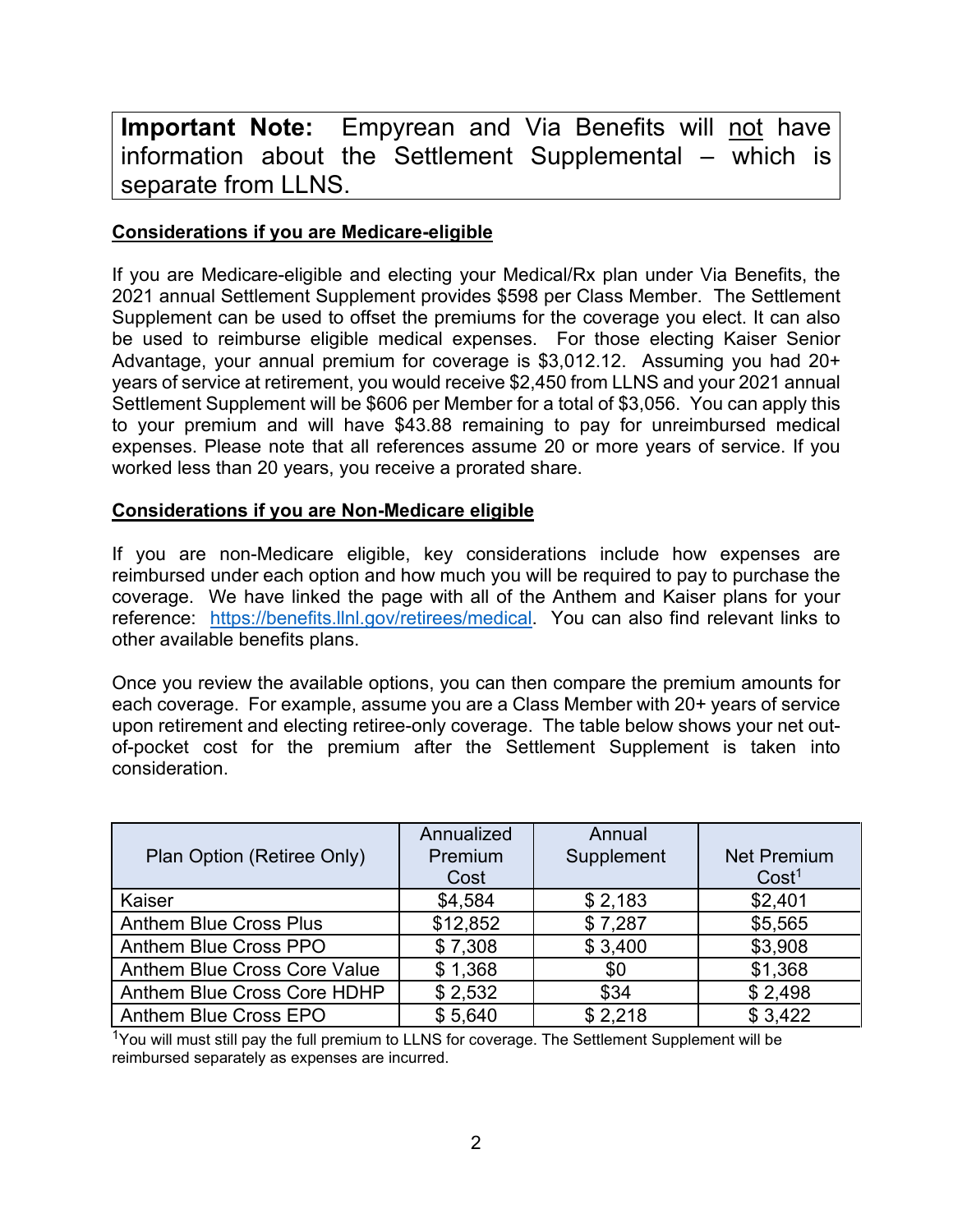**Important Note:** Empyrean and Via Benefits will <u>not</u> have information about the Settlement Supplemental – which is separate from LLNS.

## <u>Considerations if you are Medicare-eligible</u>

If you are Medicare-eligible and electing your Medical/Rx plan under Via Benefits, the 2021 annual Settlement Supplement provides $598 per Class Member. The Settlement Supplement can be used to offset the premiums for the coverage you elect. It can also be used to reimburse eligible medical expenses. For those electing Kaiser Senior Advantage, your annual premium for coverage is $3,012.12. Assuming you had 20+ years of service at retirement, you would receive $2,450 from LLNS and your 2021 annual Settlement Supplement will be $606 per Member for a total of $3,056. You can apply this to your premium and will have $43.88 remaining to pay for unreimbursed medical expenses. Please note that all references assume 20 or more years of service. If you worked less than 20 years, you receive a prorated share.

## <u>Considerations if you are Non-Medicare eligible</u>

If you are non-Medicare eligible, key considerations include how expenses are reimbursed under each option and how much you will be required to pay to purchase the coverage. We have linked the page with all of the Anthem and Kaiser plans for your reference: https://benefits.llnl.gov/retirees/medical. You can also find relevant links to other available benefits plans.

Once you review the available options, you can then compare the premium amounts for each coverage. For example, assume you are a Class Member with 20+ years of service upon retirement and electing retiree-only coverage. The table below shows your net out-of-pocket cost for the premium after the Settlement Supplement is taken into consideration.

| Plan Option (Retiree Only) | Annualized Premium Cost | Annual Supplement | Net Premium Cost[1] |
|---|---|---|---|
| Kaiser | $4,584 | $ 2,183 | $2,401 |
| Anthem Blue Cross Plus | $12,852 | $ 7,287 | $5,565 |
| Anthem Blue Cross PPO | $ 7,308 | $ 3,400 | $3,908 |
| Anthem Blue Cross Core Value | $ 1,368 | $0 | $1,368 |
| Anthem Blue Cross Core HDHP | $ 2,532 | $34 | $ 2,498 |
| Anthem Blue Cross EPO | $ 5,640 | $ 2,218 | $ 3,422 |

[1]You will must still pay the full premium to LLNS for coverage. The Settlement Supplement will be reimbursed separately as expenses are incurred.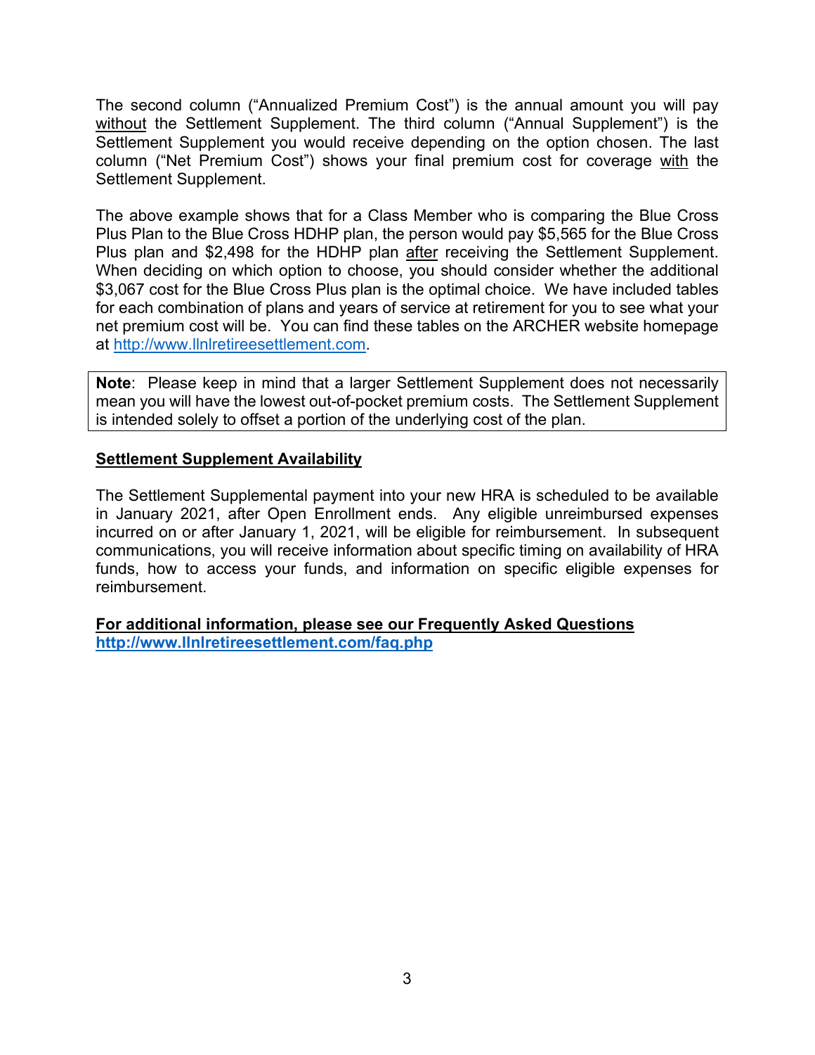The second column ("Annualized Premium Cost") is the annual amount you will pay without the Settlement Supplement. The third column ("Annual Supplement") is the Settlement Supplement you would receive depending on the option chosen. The last column ("Net Premium Cost") shows your final premium cost for coverage with the Settlement Supplement.

The above example shows that for a Class Member who is comparing the Blue Cross Plus Plan to the Blue Cross HDHP plan, the person would pay $5,565 for the Blue Cross Plus plan and $2,498 for the HDHP plan after receiving the Settlement Supplement. When deciding on which option to choose, you should consider whether the additional $3,067 cost for the Blue Cross Plus plan is the optimal choice. We have included tables for each combination of plans and years of service at retirement for you to see what your net premium cost will be. You can find these tables on the ARCHER website homepage at http://www.llnlretireesettlement.com.

**Note**: Please keep in mind that a larger Settlement Supplement does not necessarily mean you will have the lowest out-of-pocket premium costs. The Settlement Supplement is intended solely to offset a portion of the underlying cost of the plan.

## Settlement Supplement Availability

The Settlement Supplemental payment into your new HRA is scheduled to be available in January 2021, after Open Enrollment ends. Any eligible unreimbursed expenses incurred on or after January 1, 2021, will be eligible for reimbursement. In subsequent communications, you will receive information about specific timing on availability of HRA funds, how to access your funds, and information on specific eligible expenses for reimbursement.

**For additional information, please see our Frequently Asked Questions**
**http://www.llnlretireesettlement.com/faq.php**